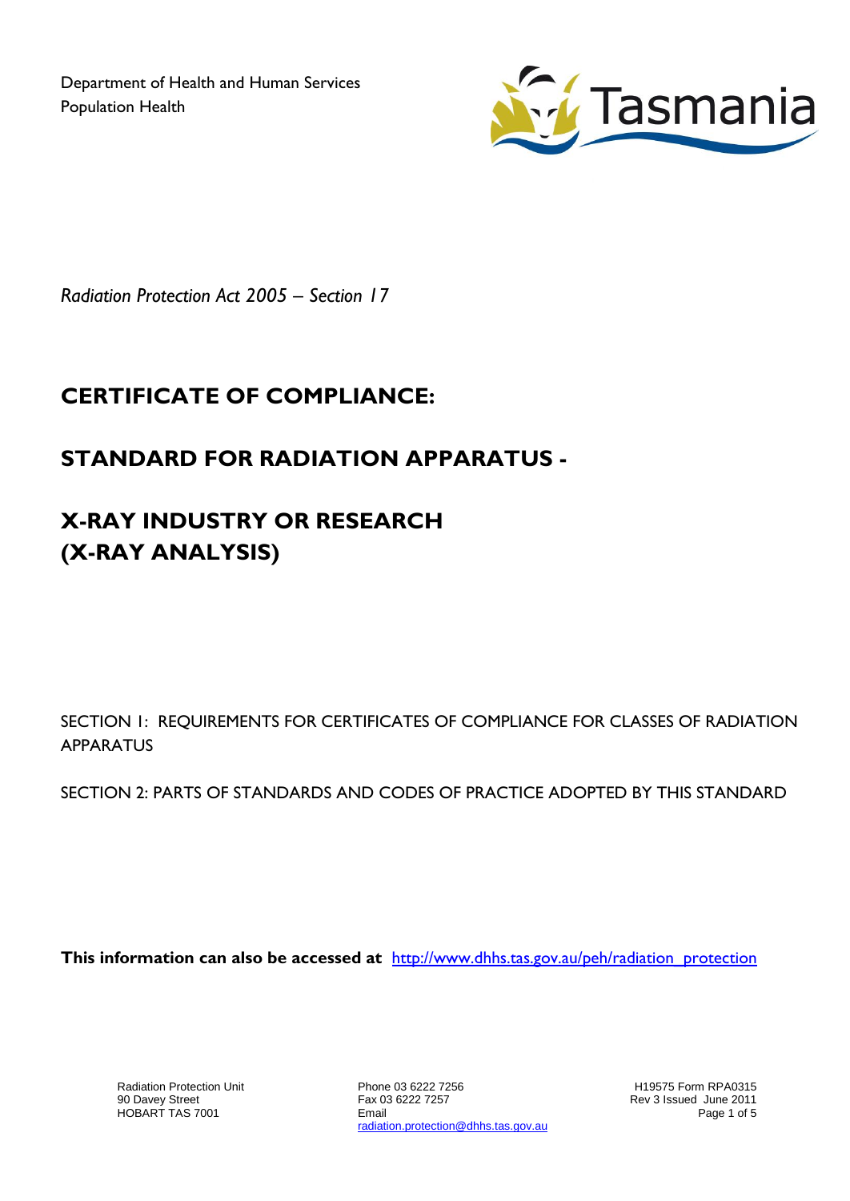Department of Health and Human Services
Population Health

*Radiation Protection Act 2005 – Section 17*

# CERTIFICATE OF COMPLIANCE:

## STANDARD FOR RADIATION APPARATUS -

## X-RAY INDUSTRY OR RESEARCH (X-RAY ANALYSIS)

SECTION 1: REQUIREMENTS FOR CERTIFICATES OF COMPLIANCE FOR CLASSES OF RADIATION APPARATUS

SECTION 2: PARTS OF STANDARDS AND CODES OF PRACTICE ADOPTED BY THIS STANDARD

**This information can also be accessed at** [http://www.dhhs.tas.gov.au/peh/radiation_protection](http://www.dhhs.tas.gov.au/peh/radiation_protection)

Radiation Protection Unit
90 Davey Street
HOBART TAS 7001

Phone 03 6222 7256
Fax 03 6222 7257
Email
radiation.protection@dhhs.tas.gov.au

H19575 Form RPA0315
Rev 3 Issued June 2011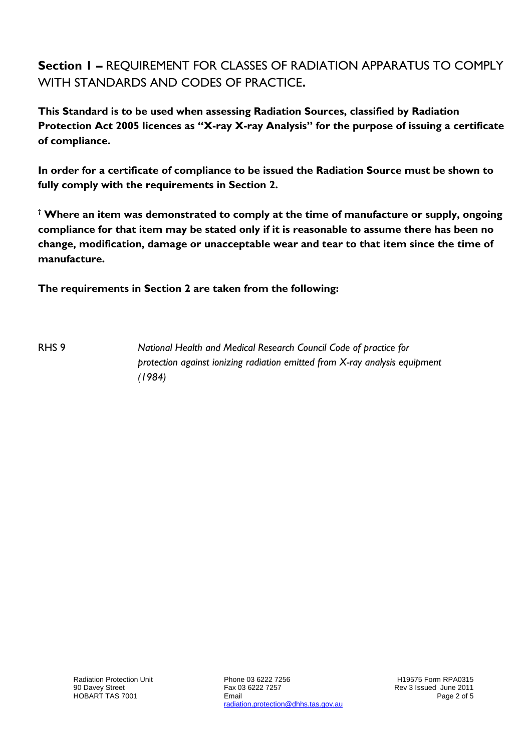## **Section 1 –** REQUIREMENT FOR CLASSES OF RADIATION APPARATUS TO COMPLY WITH STANDARDS AND CODES OF PRACTICE**.**

**This Standard is to be used when assessing Radiation Sources, classified by Radiation Protection Act 2005 licences as "X-ray X-ray Analysis" for the purpose of issuing a certificate of compliance.**

**In order for a certificate of compliance to be issued the Radiation Source must be shown to fully comply with the requirements in Section 2.**

**† Where an item was demonstrated to comply at the time of manufacture or supply, ongoing compliance for that item may be stated only if it is reasonable to assume there has been no change, modification, damage or unacceptable wear and tear to that item since the time of manufacture.**

**The requirements in Section 2 are taken from the following:**

| | |
|---|---|
| RHS 9 | *National Health and Medical Research Council Code of practice for protection against ionizing radiation emitted from X-ray analysis equipment (1984)* |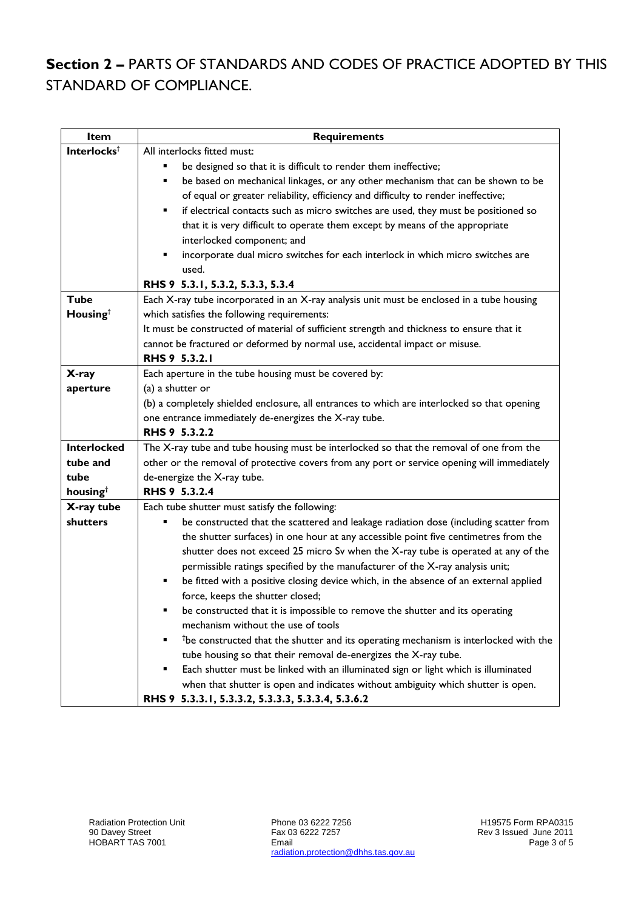## **Section 2 –** PARTS OF STANDARDS AND CODES OF PRACTICE ADOPTED BY THIS STANDARD OF COMPLIANCE.

| Item | Requirements |
|---|---|
| **Interlocks**† | All interlocks fitted must:<br>▪ be designed so that it is difficult to render them ineffective;<br>▪ be based on mechanical linkages, or any other mechanism that can be shown to be of equal or greater reliability, efficiency and difficulty to render ineffective;<br>▪ if electrical contacts such as micro switches are used, they must be positioned so that it is very difficult to operate them except by means of the appropriate interlocked component; and<br>▪ incorporate dual micro switches for each interlock in which micro switches are used.<br>**RHS 9 5.3.1, 5.3.2, 5.3.3, 5.3.4** |
| **Tube Housing**† | Each X-ray tube incorporated in an X-ray analysis unit must be enclosed in a tube housing which satisfies the following requirements:<br>It must be constructed of material of sufficient strength and thickness to ensure that it cannot be fractured or deformed by normal use, accidental impact or misuse.<br>**RHS 9 5.3.2.1** |
| **X-ray aperture** | Each aperture in the tube housing must be covered by:<br>(a) a shutter or<br>(b) a completely shielded enclosure, all entrances to which are interlocked so that opening one entrance immediately de-energizes the X-ray tube.<br>**RHS 9 5.3.2.2** |
| **Interlocked tube and tube housing**† | The X-ray tube and tube housing must be interlocked so that the removal of one from the other or the removal of protective covers from any port or service opening will immediately de-energize the X-ray tube.<br>**RHS 9 5.3.2.4** |
| **X-ray tube shutters** | Each tube shutter must satisfy the following:<br>▪ be constructed that the scattered and leakage radiation dose (including scatter from the shutter surfaces) in one hour at any accessible point five centimetres from the shutter does not exceed 25 micro Sv when the X-ray tube is operated at any of the permissible ratings specified by the manufacturer of the X-ray analysis unit;<br>▪ be fitted with a positive closing device which, in the absence of an external applied force, keeps the shutter closed;<br>▪ be constructed that it is impossible to remove the shutter and its operating mechanism without the use of tools<br>▪ †be constructed that the shutter and its operating mechanism is interlocked with the tube housing so that their removal de-energizes the X-ray tube.<br>▪ Each shutter must be linked with an illuminated sign or light which is illuminated when that shutter is open and indicates without ambiguity which shutter is open.<br>**RHS 9 5.3.3.1, 5.3.3.2, 5.3.3.3, 5.3.3.4, 5.3.6.2** |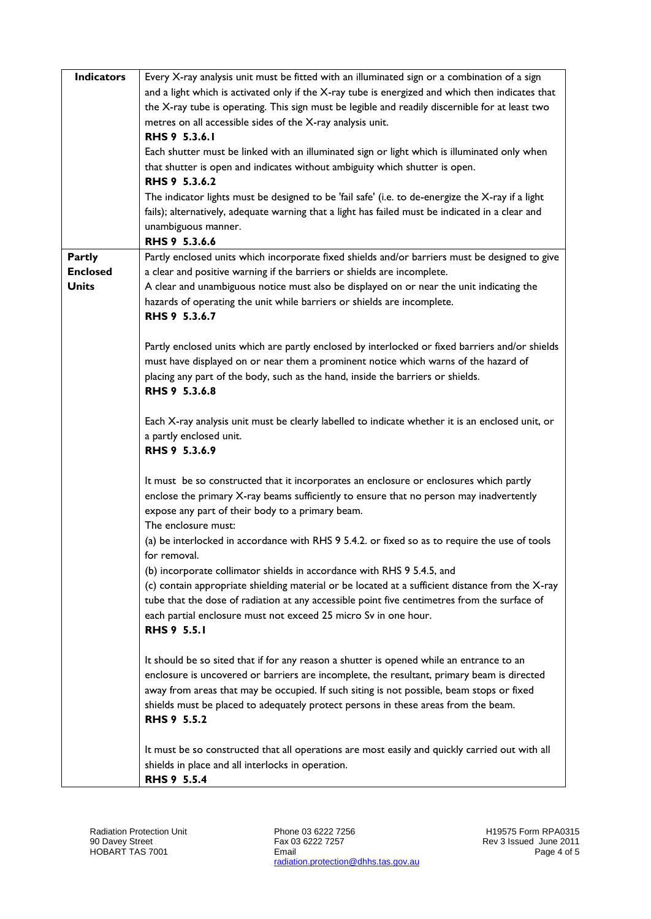| | |
|---|---|
| **Indicators** | Every X-ray analysis unit must be fitted with an illuminated sign or a combination of a sign and a light which is activated only if the X-ray tube is energized and which then indicates that the X-ray tube is operating. This sign must be legible and readily discernible for at least two metres on all accessible sides of the X-ray analysis unit.<br>**RHS 9 5.3.6.1**<br>Each shutter must be linked with an illuminated sign or light which is illuminated only when that shutter is open and indicates without ambiguity which shutter is open.<br>**RHS 9 5.3.6.2**<br>The indicator lights must be designed to be 'fail safe' (i.e. to de-energize the X-ray if a light fails); alternatively, adequate warning that a light has failed must be indicated in a clear and unambiguous manner.<br>**RHS 9 5.3.6.6** |
| **Partly Enclosed Units** | Partly enclosed units which incorporate fixed shields and/or barriers must be designed to give a clear and positive warning if the barriers or shields are incomplete.<br>A clear and unambiguous notice must also be displayed on or near the unit indicating the hazards of operating the unit while barriers or shields are incomplete.<br>**RHS 9 5.3.6.7**<br><br>Partly enclosed units which are partly enclosed by interlocked or fixed barriers and/or shields must have displayed on or near them a prominent notice which warns of the hazard of placing any part of the body, such as the hand, inside the barriers or shields.<br>**RHS 9 5.3.6.8**<br><br>Each X-ray analysis unit must be clearly labelled to indicate whether it is an enclosed unit, or a partly enclosed unit.<br>**RHS 9 5.3.6.9**<br><br>It must be so constructed that it incorporates an enclosure or enclosures which partly enclose the primary X-ray beams sufficiently to ensure that no person may inadvertently expose any part of their body to a primary beam.<br>The enclosure must:<br>(a) be interlocked in accordance with RHS 9 5.4.2. or fixed so as to require the use of tools for removal.<br>(b) incorporate collimator shields in accordance with RHS 9 5.4.5, and<br>(c) contain appropriate shielding material or be located at a sufficient distance from the X-ray tube that the dose of radiation at any accessible point five centimetres from the surface of each partial enclosure must not exceed 25 micro Sv in one hour.<br>**RHS 9 5.5.1**<br><br>It should be so sited that if for any reason a shutter is opened while an entrance to an enclosure is uncovered or barriers are incomplete, the resultant, primary beam is directed away from areas that may be occupied. If such siting is not possible, beam stops or fixed shields must be placed to adequately protect persons in these areas from the beam.<br>**RHS 9 5.5.2**<br><br>It must be so constructed that all operations are most easily and quickly carried out with all shields in place and all interlocks in operation.<br>**RHS 9 5.5.4** |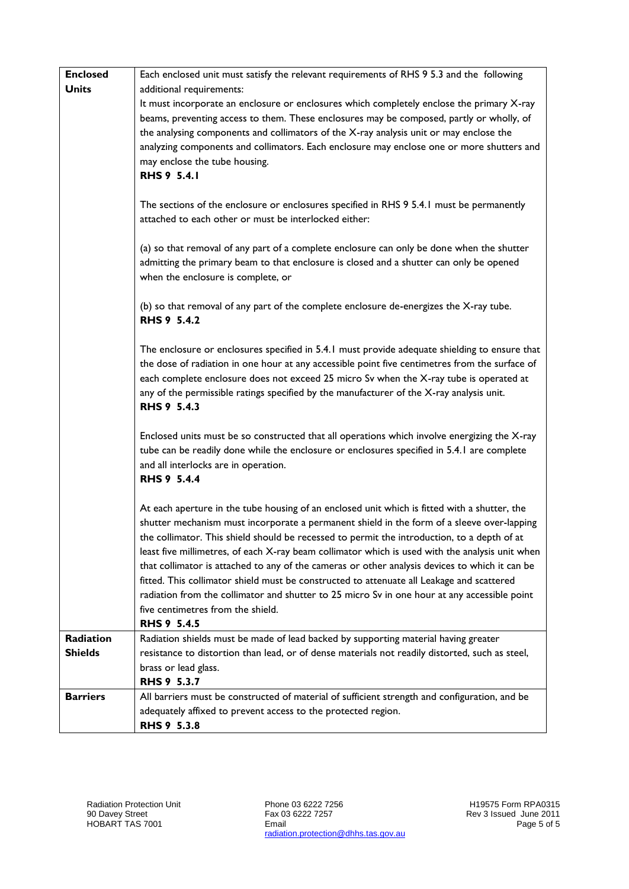| | |
|---|---|
| **Enclosed Units** | Each enclosed unit must satisfy the relevant requirements of RHS 9 5.3 and the following additional requirements:<br>It must incorporate an enclosure or enclosures which completely enclose the primary X-ray beams, preventing access to them. These enclosures may be composed, partly or wholly, of the analysing components and collimators of the X-ray analysis unit or may enclose the analyzing components and collimators. Each enclosure may enclose one or more shutters and may enclose the tube housing.<br>**RHS 9 5.4.1**<br><br>The sections of the enclosure or enclosures specified in RHS 9 5.4.1 must be permanently attached to each other or must be interlocked either:<br><br>(a) so that removal of any part of a complete enclosure can only be done when the shutter admitting the primary beam to that enclosure is closed and a shutter can only be opened when the enclosure is complete, or<br><br>(b) so that removal of any part of the complete enclosure de-energizes the X-ray tube.<br>**RHS 9 5.4.2**<br><br>The enclosure or enclosures specified in 5.4.1 must provide adequate shielding to ensure that the dose of radiation in one hour at any accessible point five centimetres from the surface of each complete enclosure does not exceed 25 micro Sv when the X-ray tube is operated at any of the permissible ratings specified by the manufacturer of the X-ray analysis unit.<br>**RHS 9 5.4.3**<br><br>Enclosed units must be so constructed that all operations which involve energizing the X-ray tube can be readily done while the enclosure or enclosures specified in 5.4.1 are complete and all interlocks are in operation.<br>**RHS 9 5.4.4**<br><br>At each aperture in the tube housing of an enclosed unit which is fitted with a shutter, the shutter mechanism must incorporate a permanent shield in the form of a sleeve over-lapping the collimator. This shield should be recessed to permit the introduction, to a depth of at least five millimetres, of each X-ray beam collimator which is used with the analysis unit when that collimator is attached to any of the cameras or other analysis devices to which it can be fitted. This collimator shield must be constructed to attenuate all Leakage and scattered radiation from the collimator and shutter to 25 micro Sv in one hour at any accessible point five centimetres from the shield.<br>**RHS 9 5.4.5** |
| **Radiation Shields** | Radiation shields must be made of lead backed by supporting material having greater resistance to distortion than lead, or of dense materials not readily distorted, such as steel, brass or lead glass.<br>**RHS 9 5.3.7** |
| **Barriers** | All barriers must be constructed of material of sufficient strength and configuration, and be adequately affixed to prevent access to the protected region.<br>**RHS 9 5.3.8** |

Radiation Protection Unit
90 Davey Street
HOBART TAS 7001

Phone 03 6222 7256
Fax 03 6222 7257
Email
radiation.protection@dhhs.tas.gov.au

H19575 Form RPA0315
Rev 3 Issued June 2011